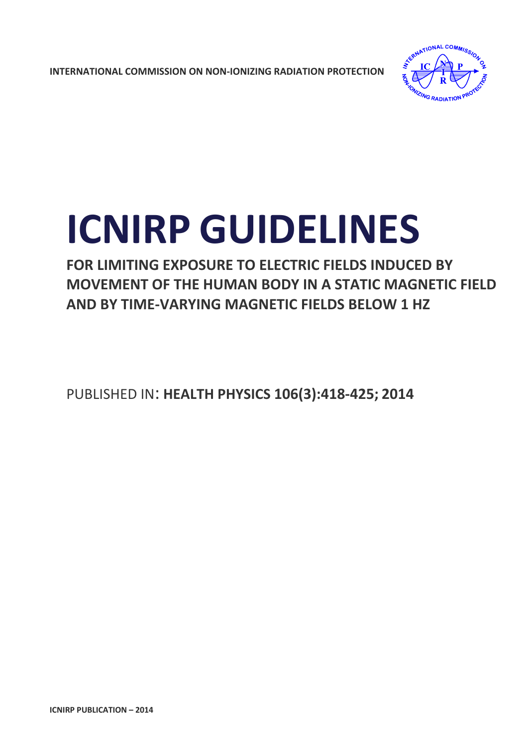INTERNATIONAL COMMISSION ON NON-IONIZING RADIATION PROTECTION

# ICNIRP GUIDELINES

## FOR LIMITING EXPOSURE TO ELECTRIC FIELDS INDUCED BY MOVEMENT OF THE HUMAN BODY IN A STATIC MAGNETIC FIELD AND BY TIME-VARYING MAGNETIC FIELDS BELOW 1 HZ

PUBLISHED IN: **HEALTH PHYSICS 106(3):418-425; 2014**

**ICNIRP PUBLICATION – 2014**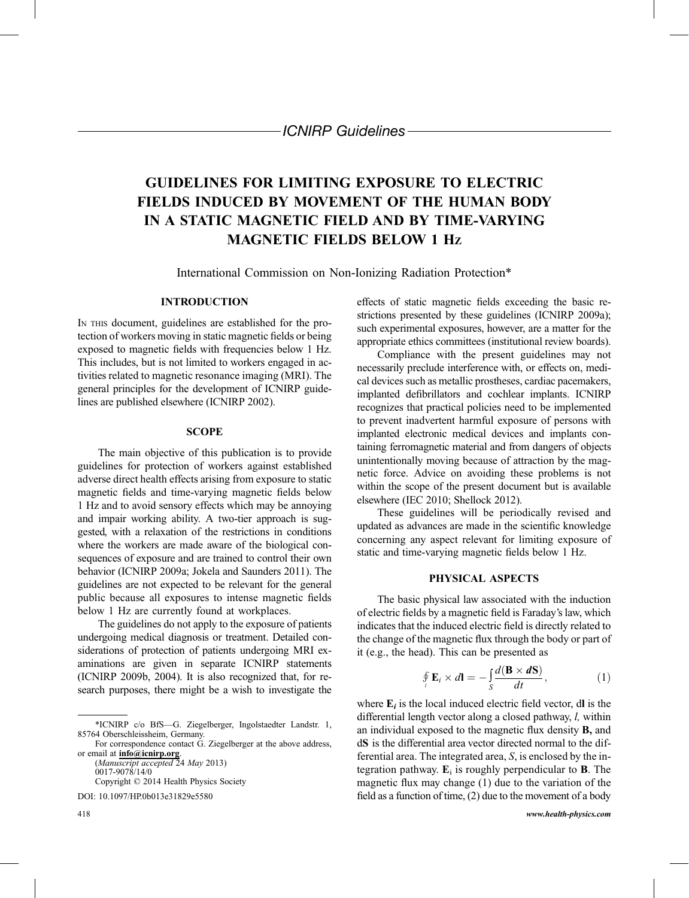ICNIRP Guidelines

# GUIDELINES FOR LIMITING EXPOSURE TO ELECTRIC FIELDS INDUCED BY MOVEMENT OF THE HUMAN BODY IN A STATIC MAGNETIC FIELD AND BY TIME-VARYING MAGNETIC FIELDS BELOW 1 Hz

International Commission on Non-Ionizing Radiation Protection*

## INTRODUCTION

In this document, guidelines are established for the protection of workers moving in static magnetic fields or being exposed to magnetic fields with frequencies below 1 Hz. This includes, but is not limited to workers engaged in activities related to magnetic resonance imaging (MRI). The general principles for the development of ICNIRP guidelines are published elsewhere (ICNIRP 2002).

## SCOPE

The main objective of this publication is to provide guidelines for protection of workers against established adverse direct health effects arising from exposure to static magnetic fields and time-varying magnetic fields below 1 Hz and to avoid sensory effects which may be annoying and impair working ability. A two-tier approach is suggested, with a relaxation of the restrictions in conditions where the workers are made aware of the biological consequences of exposure and are trained to control their own behavior (ICNIRP 2009a; Jokela and Saunders 2011). The guidelines are not expected to be relevant for the general public because all exposures to intense magnetic fields below 1 Hz are currently found at workplaces.

The guidelines do not apply to the exposure of patients undergoing medical diagnosis or treatment. Detailed considerations of protection of patients undergoing MRI examinations are given in separate ICNIRP statements (ICNIRP 2009b, 2004). It is also recognized that, for research purposes, there might be a wish to investigate the effects of static magnetic fields exceeding the basic restrictions presented by these guidelines (ICNIRP 2009a); such experimental exposures, however, are a matter for the appropriate ethics committees (institutional review boards).

Compliance with the present guidelines may not necessarily preclude interference with, or effects on, medical devices such as metallic prostheses, cardiac pacemakers, implanted defibrillators and cochlear implants. ICNIRP recognizes that practical policies need to be implemented to prevent inadvertent harmful exposure of persons with implanted electronic medical devices and implants containing ferromagnetic material and from dangers of objects unintentionally moving because of attraction by the magnetic force. Advice on avoiding these problems is not within the scope of the present document but is available elsewhere (IEC 2010; Shellock 2012).

These guidelines will be periodically revised and updated as advances are made in the scientific knowledge concerning any aspect relevant for limiting exposure of static and time-varying magnetic fields below 1 Hz.

## PHYSICAL ASPECTS

The basic physical law associated with the induction of electric fields by a magnetic field is Faraday's law, which indicates that the induced electric field is directly related to the change of the magnetic flux through the body or part of it (e.g., the head). This can be presented as

$$\oint_{l} \mathbf{E}_i \times d\mathbf{l} = -\int_{S} \frac{d(\mathbf{B} \times \boldsymbol{d}\mathbf{S})}{dt}, \qquad (1)$$

where $\mathbf{E}_i$ is the local induced electric field vector, d**l** is the differential length vector along a closed pathway, *l,* within an individual exposed to the magnetic flux density **B,** and d**S** is the differential area vector directed normal to the differential area. The integrated area, *S*, is enclosed by the integration pathway. $\mathbf{E}_i$ is roughly perpendicular to **B**. The magnetic flux may change (1) due to the variation of the field as a function of time, (2) due to the movement of a body

---

*ICNIRP c/o BfS—G. Ziegelberger, Ingolstaedter Landstr. 1, 85764 Oberschleissheim, Germany.

For correspondence contact G. Ziegelberger at the above address, or email at **info@icnirp.org**.

(*Manuscript accepted* 24 *May* 2013)

0017-9078/14/0

Copyright © 2014 Health Physics Society

DOI: 10.1097/HP.0b013e31829e5580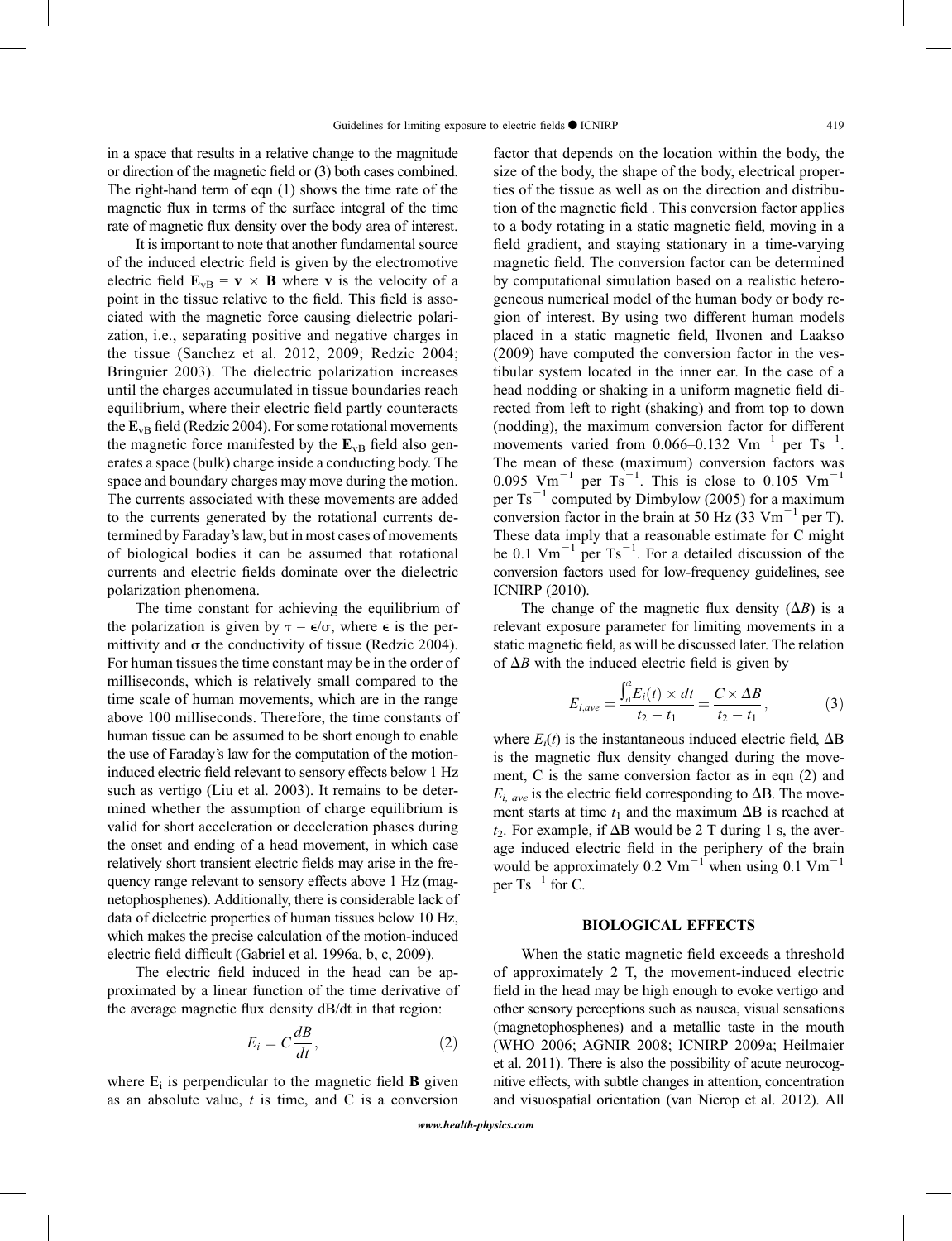in a space that results in a relative change to the magnitude or direction of the magnetic field or (3) both cases combined. The right-hand term of eqn (1) shows the time rate of the magnetic flux in terms of the surface integral of the time rate of magnetic flux density over the body area of interest.

It is important to note that another fundamental source of the induced electric field is given by the electromotive electric field $\mathbf{E}_{vB} = \mathbf{v} \times \mathbf{B}$ where $\mathbf{v}$ is the velocity of a point in the tissue relative to the field. This field is associated with the magnetic force causing dielectric polarization, i.e., separating positive and negative charges in the tissue (Sanchez et al. 2012, 2009; Redzic 2004; Bringuier 2003). The dielectric polarization increases until the charges accumulated in tissue boundaries reach equilibrium, where their electric field partly counteracts the $\mathbf{E}_{vB}$ field (Redzic 2004). For some rotational movements the magnetic force manifested by the $\mathbf{E}_{vB}$ field also generates a space (bulk) charge inside a conducting body. The space and boundary charges may move during the motion. The currents associated with these movements are added to the currents generated by the rotational currents determined by Faraday's law, but in most cases of movements of biological bodies it can be assumed that rotational currents and electric fields dominate over the dielectric polarization phenomena.

The time constant for achieving the equilibrium of the polarization is given by $\tau = \epsilon/\sigma$, where $\epsilon$ is the permittivity and $\sigma$ the conductivity of tissue (Redzic 2004). For human tissues the time constant may be in the order of milliseconds, which is relatively small compared to the time scale of human movements, which are in the range above 100 milliseconds. Therefore, the time constants of human tissue can be assumed to be short enough to enable the use of Faraday's law for the computation of the motion-induced electric field relevant to sensory effects below 1 Hz such as vertigo (Liu et al. 2003). It remains to be determined whether the assumption of charge equilibrium is valid for short acceleration or deceleration phases during the onset and ending of a head movement, in which case relatively short transient electric fields may arise in the frequency range relevant to sensory effects above 1 Hz (magnetophosphenes). Additionally, there is considerable lack of data of dielectric properties of human tissues below 10 Hz, which makes the precise calculation of the motion-induced electric field difficult (Gabriel et al. 1996a, b, c, 2009).

The electric field induced in the head can be approximated by a linear function of the time derivative of the average magnetic flux density dB/dt in that region:

$$E_i = C\frac{dB}{dt}, \tag{2}$$

where $E_i$ is perpendicular to the magnetic field $\mathbf{B}$ given as an absolute value, $t$ is time, and C is a conversion factor that depends on the location within the body, the size of the body, the shape of the body, electrical properties of the tissue as well as on the direction and distribution of the magnetic field . This conversion factor applies to a body rotating in a static magnetic field, moving in a field gradient, and staying stationary in a time-varying magnetic field. The conversion factor can be determined by computational simulation based on a realistic heterogeneous numerical model of the human body or body region of interest. By using two different human models placed in a static magnetic field, Ilvonen and Laakso (2009) have computed the conversion factor in the vestibular system located in the inner ear. In the case of a head nodding or shaking in a uniform magnetic field directed from left to right (shaking) and from top to down (nodding), the maximum conversion factor for different movements varied from 0.066–0.132 $\text{Vm}^{-1}$ per $\text{Ts}^{-1}$. The mean of these (maximum) conversion factors was 0.095 $\text{Vm}^{-1}$ per $\text{Ts}^{-1}$. This is close to 0.105 $\text{Vm}^{-1}$ per $\text{Ts}^{-1}$ computed by Dimbylow (2005) for a maximum conversion factor in the brain at 50 Hz (33 $\text{Vm}^{-1}$ per T). These data imply that a reasonable estimate for C might be 0.1 $\text{Vm}^{-1}$ per $\text{Ts}^{-1}$. For a detailed discussion of the conversion factors used for low-frequency guidelines, see ICNIRP (2010).

The change of the magnetic flux density ($\Delta B$) is a relevant exposure parameter for limiting movements in a static magnetic field, as will be discussed later. The relation of $\Delta B$ with the induced electric field is given by

$$E_{i,ave} = \frac{\int_{t_1}^{t_2} E_i(t) \times dt}{t_2 - t_1} = \frac{C \times \Delta B}{t_2 - t_1}, \tag{3}$$

where $E_i(t)$ is the instantaneous induced electric field, $\Delta$B is the magnetic flux density changed during the movement, C is the same conversion factor as in eqn (2) and $E_{i,\,ave}$ is the electric field corresponding to $\Delta$B. The movement starts at time $t_1$ and the maximum $\Delta$B is reached at $t_2$. For example, if $\Delta$B would be 2 T during 1 s, the average induced electric field in the periphery of the brain would be approximately 0.2 $\text{Vm}^{-1}$ when using 0.1 $\text{Vm}^{-1}$ per $\text{Ts}^{-1}$ for C.

## BIOLOGICAL EFFECTS

When the static magnetic field exceeds a threshold of approximately 2 T, the movement-induced electric field in the head may be high enough to evoke vertigo and other sensory perceptions such as nausea, visual sensations (magnetophosphenes) and a metallic taste in the mouth (WHO 2006; AGNIR 2008; ICNIRP 2009a; Heilmaier et al. 2011). There is also the possibility of acute neurocognitive effects, with subtle changes in attention, concentration and visuospatial orientation (van Nierop et al. 2012). All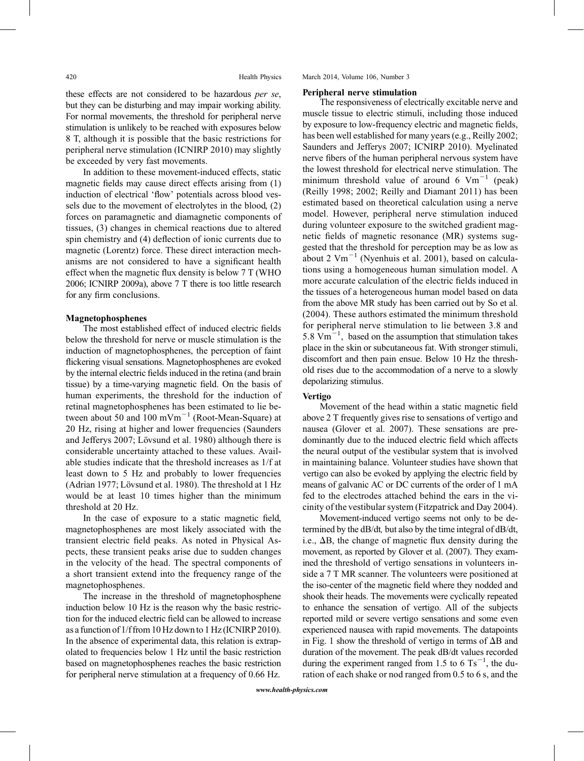these effects are not considered to be hazardous *per se*, but they can be disturbing and may impair working ability. For normal movements, the threshold for peripheral nerve stimulation is unlikely to be reached with exposures below 8 T, although it is possible that the basic restrictions for peripheral nerve stimulation (ICNIRP 2010) may slightly be exceeded by very fast movements.

In addition to these movement-induced effects, static magnetic fields may cause direct effects arising from (1) induction of electrical 'flow' potentials across blood vessels due to the movement of electrolytes in the blood, (2) forces on paramagnetic and diamagnetic components of tissues, (3) changes in chemical reactions due to altered spin chemistry and (4) deflection of ionic currents due to magnetic (Lorentz) force. These direct interaction mechanisms are not considered to have a significant health effect when the magnetic flux density is below 7 T (WHO 2006; ICNIRP 2009a), above 7 T there is too little research for any firm conclusions.

**Magnetophosphenes**

The most established effect of induced electric fields below the threshold for nerve or muscle stimulation is the induction of magnetophosphenes, the perception of faint flickering visual sensations. Magnetophosphenes are evoked by the internal electric fields induced in the retina (and brain tissue) by a time-varying magnetic field. On the basis of human experiments, the threshold for the induction of retinal magnetophosphenes has been estimated to lie between about 50 and 100 $\text{mVm}^{-1}$ (Root-Mean-Square) at 20 Hz, rising at higher and lower frequencies (Saunders and Jefferys 2007; Lövsund et al. 1980) although there is considerable uncertainty attached to these values. Available studies indicate that the threshold increases as 1/f at least down to 5 Hz and probably to lower frequencies (Adrian 1977; Lövsund et al. 1980). The threshold at 1 Hz would be at least 10 times higher than the minimum threshold at 20 Hz.

In the case of exposure to a static magnetic field, magnetophosphenes are most likely associated with the transient electric field peaks. As noted in Physical Aspects, these transient peaks arise due to sudden changes in the velocity of the head. The spectral components of a short transient extend into the frequency range of the magnetophosphenes.

The increase in the threshold of magnetophosphene induction below 10 Hz is the reason why the basic restriction for the induced electric field can be allowed to increase as a function of 1/f from 10 Hz down to 1 Hz (ICNIRP 2010). In the absence of experimental data, this relation is extrapolated to frequencies below 1 Hz until the basic restriction based on magnetophosphenes reaches the basic restriction for peripheral nerve stimulation at a frequency of 0.66 Hz.

**Peripheral nerve stimulation**

The responsiveness of electrically excitable nerve and muscle tissue to electric stimuli, including those induced by exposure to low-frequency electric and magnetic fields, has been well established for many years (e.g., Reilly 2002; Saunders and Jefferys 2007; ICNIRP 2010). Myelinated nerve fibers of the human peripheral nervous system have the lowest threshold for electrical nerve stimulation. The minimum threshold value of around 6 $\text{Vm}^{-1}$ (peak) (Reilly 1998; 2002; Reilly and Diamant 2011) has been estimated based on theoretical calculation using a nerve model. However, peripheral nerve stimulation induced during volunteer exposure to the switched gradient magnetic fields of magnetic resonance (MR) systems suggested that the threshold for perception may be as low as about 2 $\text{Vm}^{-1}$ (Nyenhuis et al. 2001), based on calculations using a homogeneous human simulation model. A more accurate calculation of the electric fields induced in the tissues of a heterogeneous human model based on data from the above MR study has been carried out by So et al. (2004). These authors estimated the minimum threshold for peripheral nerve stimulation to lie between 3.8 and 5.8 $\text{Vm}^{-1}$, based on the assumption that stimulation takes place in the skin or subcutaneous fat. With stronger stimuli, discomfort and then pain ensue. Below 10 Hz the threshold rises due to the accommodation of a nerve to a slowly depolarizing stimulus.

**Vertigo**

Movement of the head within a static magnetic field above 2 T frequently gives rise to sensations of vertigo and nausea (Glover et al. 2007). These sensations are predominantly due to the induced electric field which affects the neural output of the vestibular system that is involved in maintaining balance. Volunteer studies have shown that vertigo can also be evoked by applying the electric field by means of galvanic AC or DC currents of the order of 1 mA fed to the electrodes attached behind the ears in the vicinity of the vestibular system (Fitzpatrick and Day 2004).

Movement-induced vertigo seems not only to be determined by the dB/dt, but also by the time integral of dB/dt, i.e., $\Delta B$, the change of magnetic flux density during the movement, as reported by Glover et al. (2007). They examined the threshold of vertigo sensations in volunteers inside a 7 T MR scanner. The volunteers were positioned at the iso-center of the magnetic field where they nodded and shook their heads. The movements were cyclically repeated to enhance the sensation of vertigo. All of the subjects reported mild or severe vertigo sensations and some even experienced nausea with rapid movements. The datapoints in Fig. 1 show the threshold of vertigo in terms of $\Delta B$ and duration of the movement. The peak dB/dt values recorded during the experiment ranged from 1.5 to 6 $\text{Ts}^{-1}$, the duration of each shake or nod ranged from 0.5 to 6 s, and the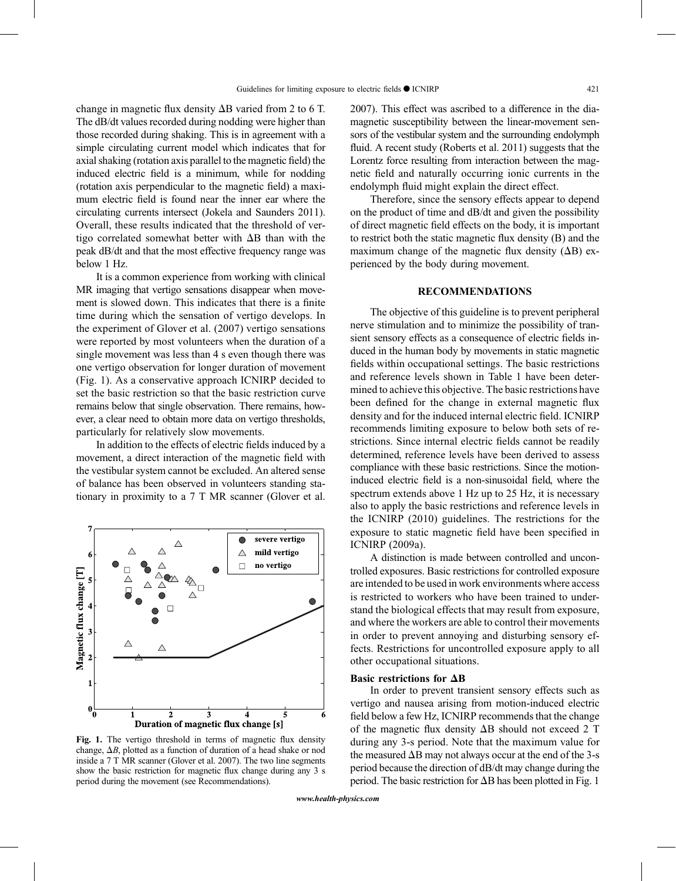change in magnetic flux density ΔB varied from 2 to 6 T. The dB/dt values recorded during nodding were higher than those recorded during shaking. This is in agreement with a simple circulating current model which indicates that for axial shaking (rotation axis parallel to the magnetic field) the induced electric field is a minimum, while for nodding (rotation axis perpendicular to the magnetic field) a maximum electric field is found near the inner ear where the circulating currents intersect (Jokela and Saunders 2011). Overall, these results indicated that the threshold of vertigo correlated somewhat better with ΔB than with the peak dB/dt and that the most effective frequency range was below 1 Hz.

It is a common experience from working with clinical MR imaging that vertigo sensations disappear when movement is slowed down. This indicates that there is a finite time during which the sensation of vertigo develops. In the experiment of Glover et al. (2007) vertigo sensations were reported by most volunteers when the duration of a single movement was less than 4 s even though there was one vertigo observation for longer duration of movement (Fig. 1). As a conservative approach ICNIRP decided to set the basic restriction so that the basic restriction curve remains below that single observation. There remains, however, a clear need to obtain more data on vertigo thresholds, particularly for relatively slow movements.

In addition to the effects of electric fields induced by a movement, a direct interaction of the magnetic field with the vestibular system cannot be excluded. An altered sense of balance has been observed in volunteers standing stationary in proximity to a 7 T MR scanner (Glover et al. 2007). This effect was ascribed to a difference in the diamagnetic susceptibility between the linear-movement sensors of the vestibular system and the surrounding endolymph fluid. A recent study (Roberts et al. 2011) suggests that the Lorentz force resulting from interaction between the magnetic field and naturally occurring ionic currents in the endolymph fluid might explain the direct effect.

Therefore, since the sensory effects appear to depend on the product of time and dB/dt and given the possibility of direct magnetic field effects on the body, it is important to restrict both the static magnetic flux density (B) and the maximum change of the magnetic flux density (ΔB) experienced by the body during movement.

**Fig. 1.** The vertigo threshold in terms of magnetic flux density change, $\Delta B$, plotted as a function of duration of a head shake or nod inside a 7 T MR scanner (Glover et al. 2007). The two line segments show the basic restriction for magnetic flux change during any 3 s period during the movement (see Recommendations).

## RECOMMENDATIONS

The objective of this guideline is to prevent peripheral nerve stimulation and to minimize the possibility of transient sensory effects as a consequence of electric fields induced in the human body by movements in static magnetic fields within occupational settings. The basic restrictions and reference levels shown in Table 1 have been determined to achieve this objective. The basic restrictions have been defined for the change in external magnetic flux density and for the induced internal electric field. ICNIRP recommends limiting exposure to below both sets of restrictions. Since internal electric fields cannot be readily determined, reference levels have been derived to assess compliance with these basic restrictions. Since the motion-induced electric field is a non-sinusoidal field, where the spectrum extends above 1 Hz up to 25 Hz, it is necessary also to apply the basic restrictions and reference levels in the ICNIRP (2010) guidelines. The restrictions for the exposure to static magnetic field have been specified in ICNIRP (2009a).

A distinction is made between controlled and uncontrolled exposures. Basic restrictions for controlled exposure are intended to be used in work environments where access is restricted to workers who have been trained to understand the biological effects that may result from exposure, and where the workers are able to control their movements in order to prevent annoying and disturbing sensory effects. Restrictions for uncontrolled exposure apply to all other occupational situations.

### Basic restrictions for ΔB

In order to prevent transient sensory effects such as vertigo and nausea arising from motion-induced electric field below a few Hz, ICNIRP recommends that the change of the magnetic flux density ΔB should not exceed 2 T during any 3-s period. Note that the maximum value for the measured ΔB may not always occur at the end of the 3-s period because the direction of dB/dt may change during the period. The basic restriction for ΔB has been plotted in Fig. 1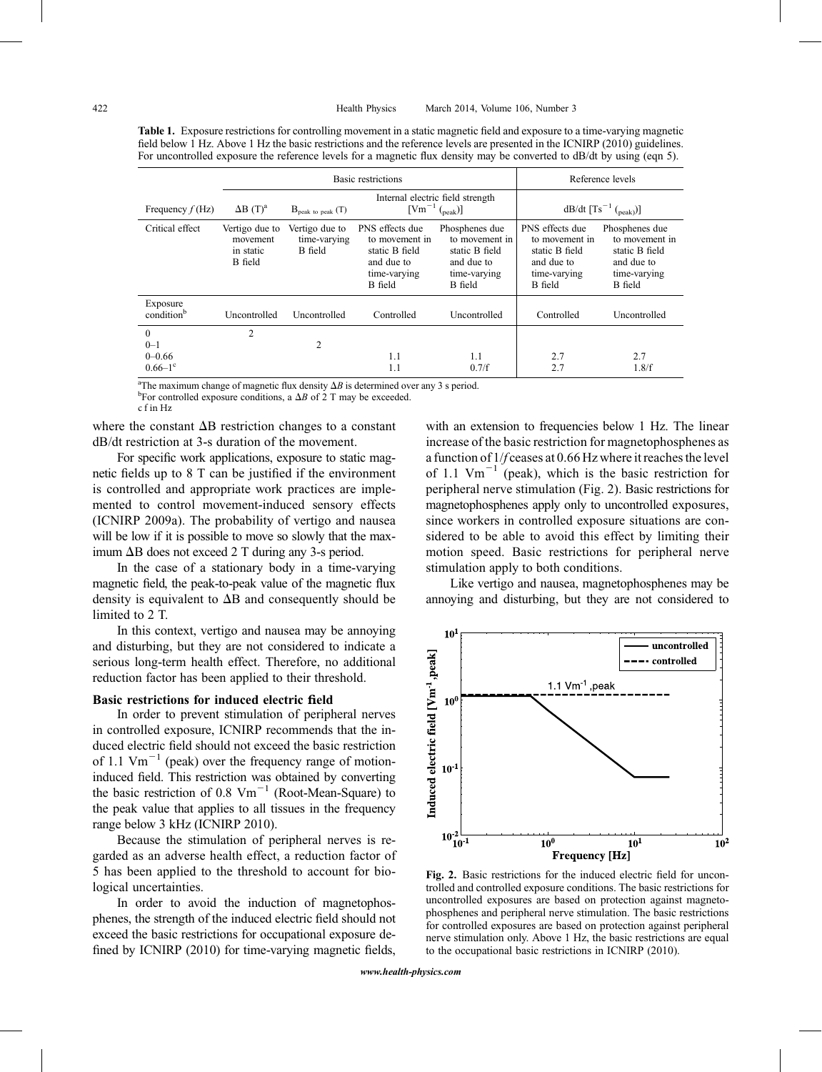**Table 1.** Exposure restrictions for controlling movement in a static magnetic field and exposure to a time-varying magnetic field below 1 Hz. Above 1 Hz the basic restrictions and the reference levels are presented in the ICNIRP (2010) guidelines. For uncontrolled exposure the reference levels for a magnetic flux density may be converted to dB/dt by using (eqn 5).

| | Basic restrictions | | | | Reference levels | |
|---|---|---|---|---|---|---|
| | | | Internal electric field strength $[\mathrm{Vm}^{-1}$ (peak)] | | dB/dt $[\mathrm{Ts}^{-1}$ (peak)] | |
| Frequency $f$ (Hz) | $\Delta B$ (T)[a] | $B_{\text{peak to peak}}$ (T) | | | | |
| Critical effect | Vertigo due to movement in static B field | Vertigo due to time-varying B field | PNS effects due to movement in static B field and due to time-varying B field | Phosphenes due to movement in static B field and due to time-varying B field | PNS effects due to movement in static B field and due to time-varying B field | Phosphenes due to movement in static B field and due to time-varying B field |
| Exposure condition[b] | Uncontrolled | Uncontrolled | Controlled | Uncontrolled | Controlled | Uncontrolled |
| 0 | 2 | | | | | |
| 0–1 | | 2 | | | | |
| 0–0.66 | | | 1.1 | 1.1 | 2.7 | 2.7 |
| 0.66–1[c] | | | 1.1 | 0.7/f | 2.7 | 1.8/f |

[a]The maximum change of magnetic flux density $\Delta B$ is determined over any 3 s period.
[b]For controlled exposure conditions, a $\Delta B$ of 2 T may be exceeded.
c f in Hz

where the constant $\Delta$B restriction changes to a constant dB/dt restriction at 3-s duration of the movement.

For specific work applications, exposure to static magnetic fields up to 8 T can be justified if the environment is controlled and appropriate work practices are implemented to control movement-induced sensory effects (ICNIRP 2009a). The probability of vertigo and nausea will be low if it is possible to move so slowly that the maximum $\Delta$B does not exceed 2 T during any 3-s period.

In the case of a stationary body in a time-varying magnetic field, the peak-to-peak value of the magnetic flux density is equivalent to $\Delta$B and consequently should be limited to 2 T.

In this context, vertigo and nausea may be annoying and disturbing, but they are not considered to indicate a serious long-term health effect. Therefore, no additional reduction factor has been applied to their threshold.

### Basic restrictions for induced electric field

In order to prevent stimulation of peripheral nerves in controlled exposure, ICNIRP recommends that the induced electric field should not exceed the basic restriction of 1.1 $\mathrm{Vm}^{-1}$ (peak) over the frequency range of motion-induced field. This restriction was obtained by converting the basic restriction of 0.8 $\mathrm{Vm}^{-1}$ (Root-Mean-Square) to the peak value that applies to all tissues in the frequency range below 3 kHz (ICNIRP 2010).

Because the stimulation of peripheral nerves is regarded as an adverse health effect, a reduction factor of 5 has been applied to the threshold to account for biological uncertainties.

In order to avoid the induction of magnetophosphenes, the strength of the induced electric field should not exceed the basic restrictions for occupational exposure defined by ICNIRP (2010) for time-varying magnetic fields, with an extension to frequencies below 1 Hz. The linear increase of the basic restriction for magnetophosphenes as a function of $1/f$ ceases at 0.66 Hz where it reaches the level of 1.1 $\mathrm{Vm}^{-1}$ (peak), which is the basic restriction for peripheral nerve stimulation (Fig. 2). Basic restrictions for magnetophosphenes apply only to uncontrolled exposures, since workers in controlled exposure situations are considered to be able to avoid this effect by limiting their motion speed. Basic restrictions for peripheral nerve stimulation apply to both conditions.

Like vertigo and nausea, magnetophosphenes may be annoying and disturbing, but they are not considered to

**Fig. 2.** Basic restrictions for the induced electric field for uncontrolled and controlled exposure conditions. The basic restrictions for uncontrolled exposures are based on protection against magnetophosphenes and peripheral nerve stimulation. The basic restrictions for controlled exposures are based on protection against peripheral nerve stimulation only. Above 1 Hz, the basic restrictions are equal to the occupational basic restrictions in ICNIRP (2010).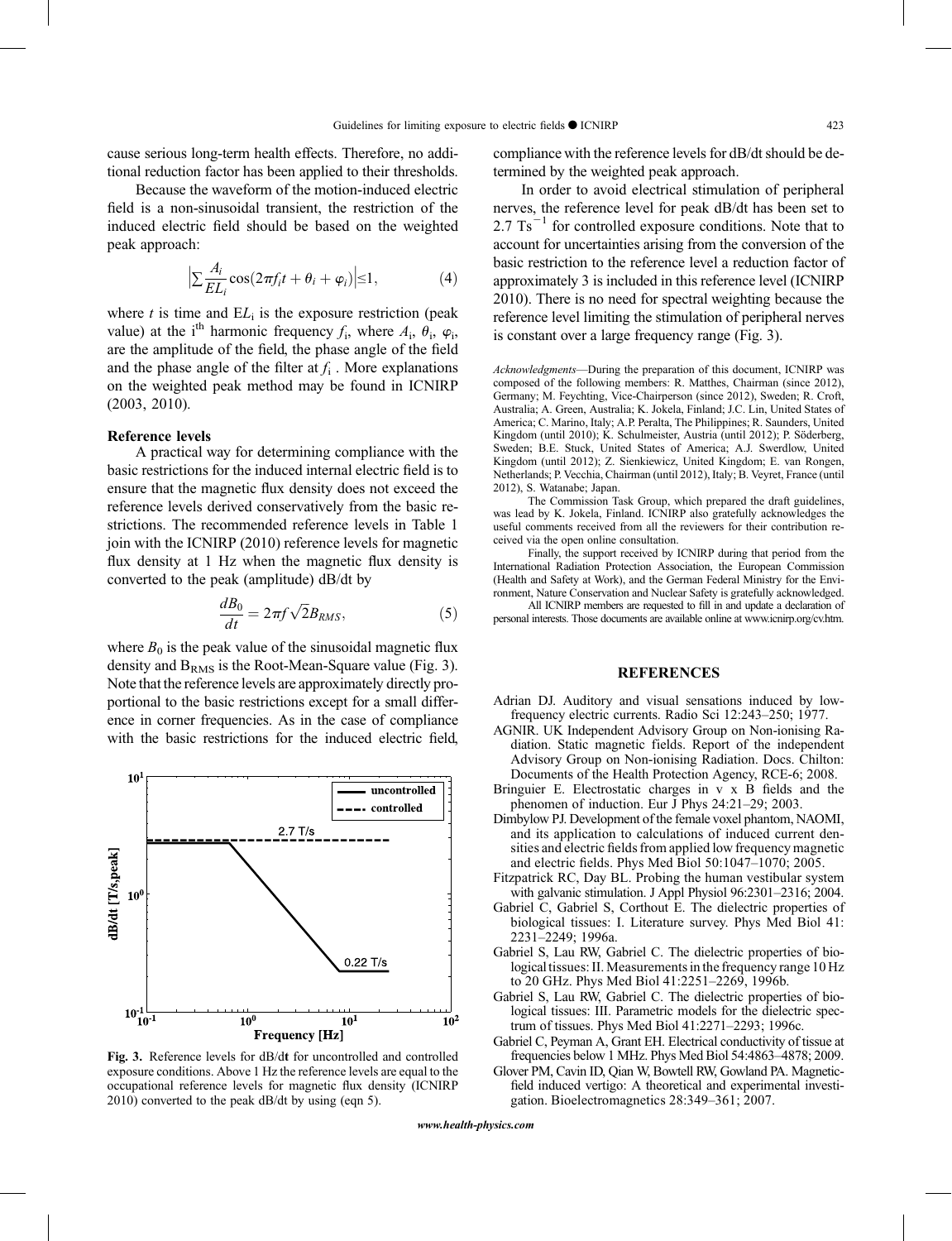cause serious long-term health effects. Therefore, no additional reduction factor has been applied to their thresholds.

Because the waveform of the motion-induced electric field is a non-sinusoidal transient, the restriction of the induced electric field should be based on the weighted peak approach:

$$\left|\sum \frac{A_i}{EL_i}\cos(2\pi f_i t + \theta_i + \varphi_i)\right| \le 1, \quad (4)$$

where $t$ is time and $EL_i$ is the exposure restriction (peak value) at the i$^{th}$ harmonic frequency $f_i$, where $A_i$, $\theta_i$, $\varphi_i$, are the amplitude of the field, the phase angle of the field and the phase angle of the filter at $f_i$ . More explanations on the weighted peak method may be found in ICNIRP (2003, 2010).

### Reference levels

A practical way for determining compliance with the basic restrictions for the induced internal electric field is to ensure that the magnetic flux density does not exceed the reference levels derived conservatively from the basic restrictions. The recommended reference levels in Table 1 join with the ICNIRP (2010) reference levels for magnetic flux density at 1 Hz when the magnetic flux density is converted to the peak (amplitude) dB/dt by

$$\frac{dB_0}{dt} = 2\pi f \sqrt{2} B_{RMS}, \quad (5)$$

where $B_0$ is the peak value of the sinusoidal magnetic flux density and $B_{RMS}$ is the Root-Mean-Square value (Fig. 3). Note that the reference levels are approximately directly proportional to the basic restrictions except for a small difference in corner frequencies. As in the case of compliance with the basic restrictions for the induced electric field, compliance with the reference levels for dB/dt should be determined by the weighted peak approach.

In order to avoid electrical stimulation of peripheral nerves, the reference level for peak dB/dt has been set to 2.7 $Ts^{-1}$ for controlled exposure conditions. Note that to account for uncertainties arising from the conversion of the basic restriction to the reference level a reduction factor of approximately 3 is included in this reference level (ICNIRP 2010). There is no need for spectral weighting because the reference level limiting the stimulation of peripheral nerves is constant over a large frequency range (Fig. 3).

**Fig. 3.** Reference levels for dB/d**t** for uncontrolled and controlled exposure conditions. Above 1 Hz the reference levels are equal to the occupational reference levels for magnetic flux density (ICNIRP 2010) converted to the peak dB/dt by using (eqn 5).

*Acknowledgments*—During the preparation of this document, ICNIRP was composed of the following members: R. Matthes, Chairman (since 2012), Germany; M. Feychting, Vice-Chairperson (since 2012), Sweden; R. Croft, Australia; A. Green, Australia; K. Jokela, Finland; J.C. Lin, United States of America; C. Marino, Italy; A.P. Peralta, The Philippines; R. Saunders, United Kingdom (until 2010); K. Schulmeister, Austria (until 2012); P. Söderberg, Sweden; B.E. Stuck, United States of America; A.J. Swerdlow, United Kingdom (until 2012); Z. Sienkiewicz, United Kingdom; E. van Rongen, Netherlands; P. Vecchia, Chairman (until 2012), Italy; B. Veyret, France (until 2012), S. Watanabe; Japan.

The Commission Task Group, which prepared the draft guidelines, was lead by K. Jokela, Finland. ICNIRP also gratefully acknowledges the useful comments received from all the reviewers for their contribution received via the open online consultation.

Finally, the support received by ICNIRP during that period from the International Radiation Protection Association, the European Commission (Health and Safety at Work), and the German Federal Ministry for the Environment, Nature Conservation and Nuclear Safety is gratefully acknowledged.

All ICNIRP members are requested to fill in and update a declaration of personal interests. Those documents are available online at www.icnirp.org/cv.htm.

## REFERENCES

Adrian DJ. Auditory and visual sensations induced by low-frequency electric currents. Radio Sci 12:243–250; 1977.

AGNIR. UK Independent Advisory Group on Non-ionising Radiation. Static magnetic fields. Report of the independent Advisory Group on Non-ionising Radiation. Docs. Chilton: Documents of the Health Protection Agency, RCE-6; 2008.

Bringuier E. Electrostatic charges in v x B fields and the phenomen of induction. Eur J Phys 24:21–29; 2003.

Dimbylow PJ. Development of the female voxel phantom, NAOMI, and its application to calculations of induced current densities and electric fields from applied low frequency magnetic and electric fields. Phys Med Biol 50:1047–1070; 2005.

Fitzpatrick RC, Day BL. Probing the human vestibular system with galvanic stimulation. J Appl Physiol 96:2301–2316; 2004.

Gabriel C, Gabriel S, Corthout E. The dielectric properties of biological tissues: I. Literature survey. Phys Med Biol 41: 2231–2249; 1996a.

Gabriel S, Lau RW, Gabriel C. The dielectric properties of biological tissues: II. Measurements in the frequency range 10 Hz to 20 GHz. Phys Med Biol 41:2251–2269, 1996b.

Gabriel S, Lau RW, Gabriel C. The dielectric properties of biological tissues: III. Parametric models for the dielectric spectrum of tissues. Phys Med Biol 41:2271–2293; 1996c.

Gabriel C, Peyman A, Grant EH. Electrical conductivity of tissue at frequencies below 1 MHz. Phys Med Biol 54:4863–4878; 2009.

Glover PM, Cavin ID, Qian W, Bowtell RW, Gowland PA. Magnetic-field induced vertigo: A theoretical and experimental investigation. Bioelectromagnetics 28:349–361; 2007.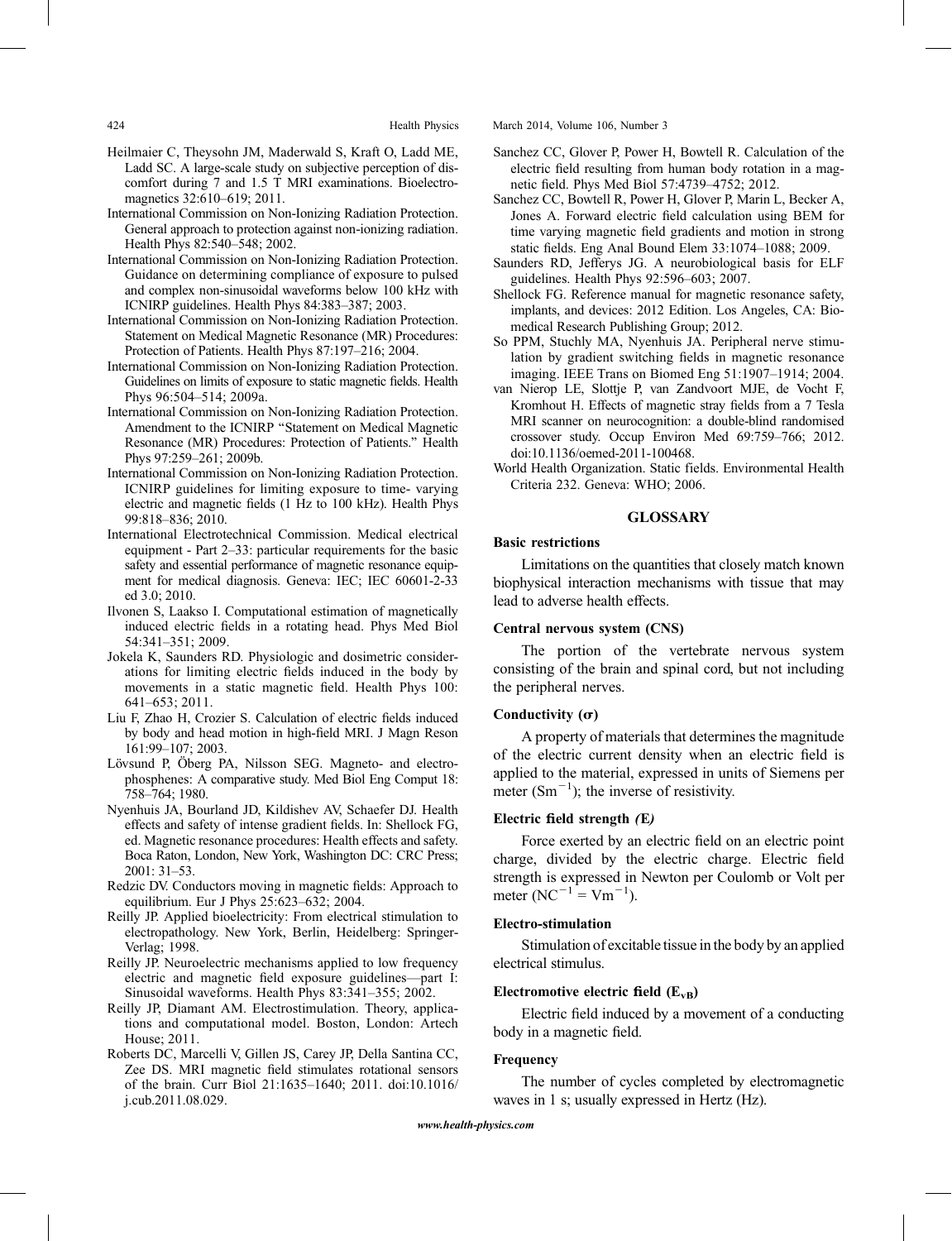Heilmaier C, Theysohn JM, Maderwald S, Kraft O, Ladd ME, Ladd SC. A large-scale study on subjective perception of discomfort during 7 and 1.5 T MRI examinations. Bioelectromagnetics 32:610–619; 2011.

International Commission on Non-Ionizing Radiation Protection. General approach to protection against non-ionizing radiation. Health Phys 82:540–548; 2002.

International Commission on Non-Ionizing Radiation Protection. Guidance on determining compliance of exposure to pulsed and complex non-sinusoidal waveforms below 100 kHz with ICNIRP guidelines. Health Phys 84:383–387; 2003.

International Commission on Non-Ionizing Radiation Protection. Statement on Medical Magnetic Resonance (MR) Procedures: Protection of Patients. Health Phys 87:197–216; 2004.

International Commission on Non-Ionizing Radiation Protection. Guidelines on limits of exposure to static magnetic fields. Health Phys 96:504–514; 2009a.

International Commission on Non-Ionizing Radiation Protection. Amendment to the ICNIRP "Statement on Medical Magnetic Resonance (MR) Procedures: Protection of Patients." Health Phys 97:259–261; 2009b.

International Commission on Non-Ionizing Radiation Protection. ICNIRP guidelines for limiting exposure to time- varying electric and magnetic fields (1 Hz to 100 kHz). Health Phys 99:818–836; 2010.

International Electrotechnical Commission. Medical electrical equipment - Part 2–33: particular requirements for the basic safety and essential performance of magnetic resonance equipment for medical diagnosis. Geneva: IEC; IEC 60601-2-33 ed 3.0; 2010.

Ilvonen S, Laakso I. Computational estimation of magnetically induced electric fields in a rotating head. Phys Med Biol 54:341–351; 2009.

Jokela K, Saunders RD. Physiologic and dosimetric considerations for limiting electric fields induced in the body by movements in a static magnetic field. Health Phys 100: 641–653; 2011.

Liu F, Zhao H, Crozier S. Calculation of electric fields induced by body and head motion in high-field MRI. J Magn Reson 161:99–107; 2003.

Lövsund P, Öberg PA, Nilsson SEG. Magneto- and electrophosphenes: A comparative study. Med Biol Eng Comput 18: 758–764; 1980.

Nyenhuis JA, Bourland JD, Kildishev AV, Schaefer DJ. Health effects and safety of intense gradient fields. In: Shellock FG, ed. Magnetic resonance procedures: Health effects and safety. Boca Raton, London, New York, Washington DC: CRC Press; 2001: 31–53.

Redzic DV. Conductors moving in magnetic fields: Approach to equilibrium. Eur J Phys 25:623–632; 2004.

Reilly JP. Applied bioelectricity: From electrical stimulation to electropathology. New York, Berlin, Heidelberg: Springer-Verlag; 1998.

Reilly JP. Neuroelectric mechanisms applied to low frequency electric and magnetic field exposure guidelines—part I: Sinusoidal waveforms. Health Phys 83:341–355; 2002.

Reilly JP, Diamant AM. Electrostimulation. Theory, applications and computational model. Boston, London: Artech House; 2011.

Roberts DC, Marcelli V, Gillen JS, Carey JP, Della Santina CC, Zee DS. MRI magnetic field stimulates rotational sensors of the brain. Curr Biol 21:1635–1640; 2011. doi:10.1016/j.cub.2011.08.029.

Sanchez CC, Glover P, Power H, Bowtell R. Calculation of the electric field resulting from human body rotation in a magnetic field. Phys Med Biol 57:4739–4752; 2012.

Sanchez CC, Bowtell R, Power H, Glover P, Marin L, Becker A, Jones A. Forward electric field calculation using BEM for time varying magnetic field gradients and motion in strong static fields. Eng Anal Bound Elem 33:1074–1088; 2009.

Saunders RD, Jefferys JG. A neurobiological basis for ELF guidelines. Health Phys 92:596–603; 2007.

Shellock FG. Reference manual for magnetic resonance safety, implants, and devices: 2012 Edition. Los Angeles, CA: Biomedical Research Publishing Group; 2012.

So PPM, Stuchly MA, Nyenhuis JA. Peripheral nerve stimulation by gradient switching fields in magnetic resonance imaging. IEEE Trans on Biomed Eng 51:1907–1914; 2004.

van Nierop LE, Slottje P, van Zandvoort MJE, de Vocht F, Kromhout H. Effects of magnetic stray fields from a 7 Tesla MRI scanner on neurocognition: a double-blind randomised crossover study. Occup Environ Med 69:759–766; 2012. doi:10.1136/oemed-2011-100468.

World Health Organization. Static fields. Environmental Health Criteria 232. Geneva: WHO; 2006.

## GLOSSARY

### Basic restrictions

Limitations on the quantities that closely match known biophysical interaction mechanisms with tissue that may lead to adverse health effects.

### Central nervous system (CNS)

The portion of the vertebrate nervous system consisting of the brain and spinal cord, but not including the peripheral nerves.

### Conductivity (σ)

A property of materials that determines the magnitude of the electric current density when an electric field is applied to the material, expressed in units of Siemens per meter ($Sm^{-1}$); the inverse of resistivity.

### Electric field strength *(E)*

Force exerted by an electric field on an electric point charge, divided by the electric charge. Electric field strength is expressed in Newton per Coulomb or Volt per meter ($NC^{-1} = Vm^{-1}$).

### Electro-stimulation

Stimulation of excitable tissue in the body by an applied electrical stimulus.

### Electromotive electric field ($E_{vB}$)

Electric field induced by a movement of a conducting body in a magnetic field.

### Frequency

The number of cycles completed by electromagnetic waves in 1 s; usually expressed in Hertz (Hz).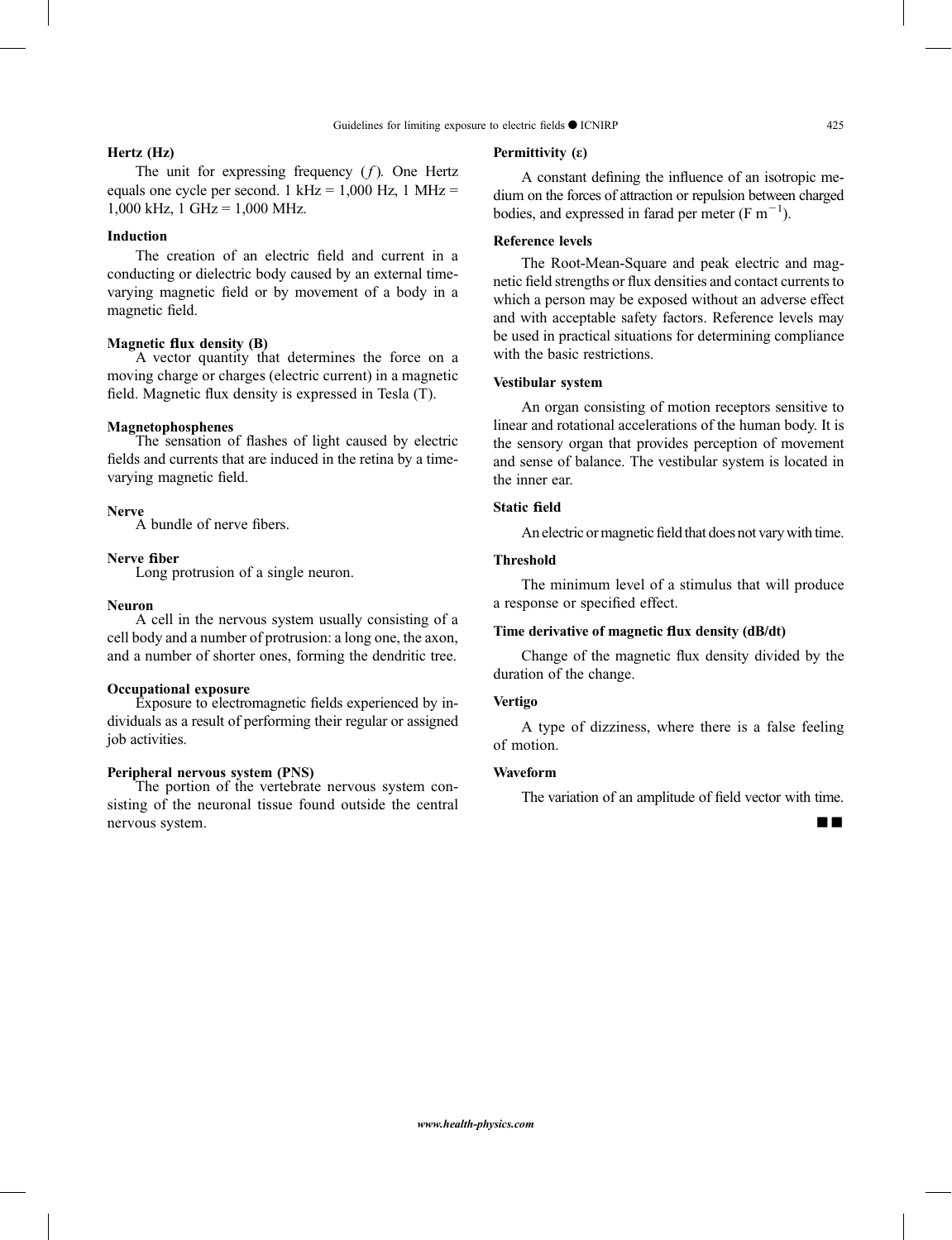#### Hertz (Hz)

The unit for expressing frequency ($f$). One Hertz equals one cycle per second. 1 kHz = 1,000 Hz, 1 MHz = 1,000 kHz, 1 GHz = 1,000 MHz.

#### Induction

The creation of an electric field and current in a conducting or dielectric body caused by an external time-varying magnetic field or by movement of a body in a magnetic field.

#### Magnetic flux density (B)

A vector quantity that determines the force on a moving charge or charges (electric current) in a magnetic field. Magnetic flux density is expressed in Tesla (T).

#### Magnetophosphenes

The sensation of flashes of light caused by electric fields and currents that are induced in the retina by a time-varying magnetic field.

#### Nerve

A bundle of nerve fibers.

#### Nerve fiber

Long protrusion of a single neuron.

#### Neuron

A cell in the nervous system usually consisting of a cell body and a number of protrusion: a long one, the axon, and a number of shorter ones, forming the dendritic tree.

#### Occupational exposure

Exposure to electromagnetic fields experienced by individuals as a result of performing their regular or assigned job activities.

#### Peripheral nervous system (PNS)

The portion of the vertebrate nervous system consisting of the neuronal tissue found outside the central nervous system.

#### Permittivity (ε)

A constant defining the influence of an isotropic medium on the forces of attraction or repulsion between charged bodies, and expressed in farad per meter (F $m^{-1}$).

#### Reference levels

The Root-Mean-Square and peak electric and magnetic field strengths or flux densities and contact currents to which a person may be exposed without an adverse effect and with acceptable safety factors. Reference levels may be used in practical situations for determining compliance with the basic restrictions.

#### Vestibular system

An organ consisting of motion receptors sensitive to linear and rotational accelerations of the human body. It is the sensory organ that provides perception of movement and sense of balance. The vestibular system is located in the inner ear.

#### Static field

An electric or magnetic field that does not vary with time.

#### Threshold

The minimum level of a stimulus that will produce a response or specified effect.

#### Time derivative of magnetic flux density (dB/dt)

Change of the magnetic flux density divided by the duration of the change.

#### Vertigo

A type of dizziness, where there is a false feeling of motion.

#### Waveform

The variation of an amplitude of field vector with time.

■■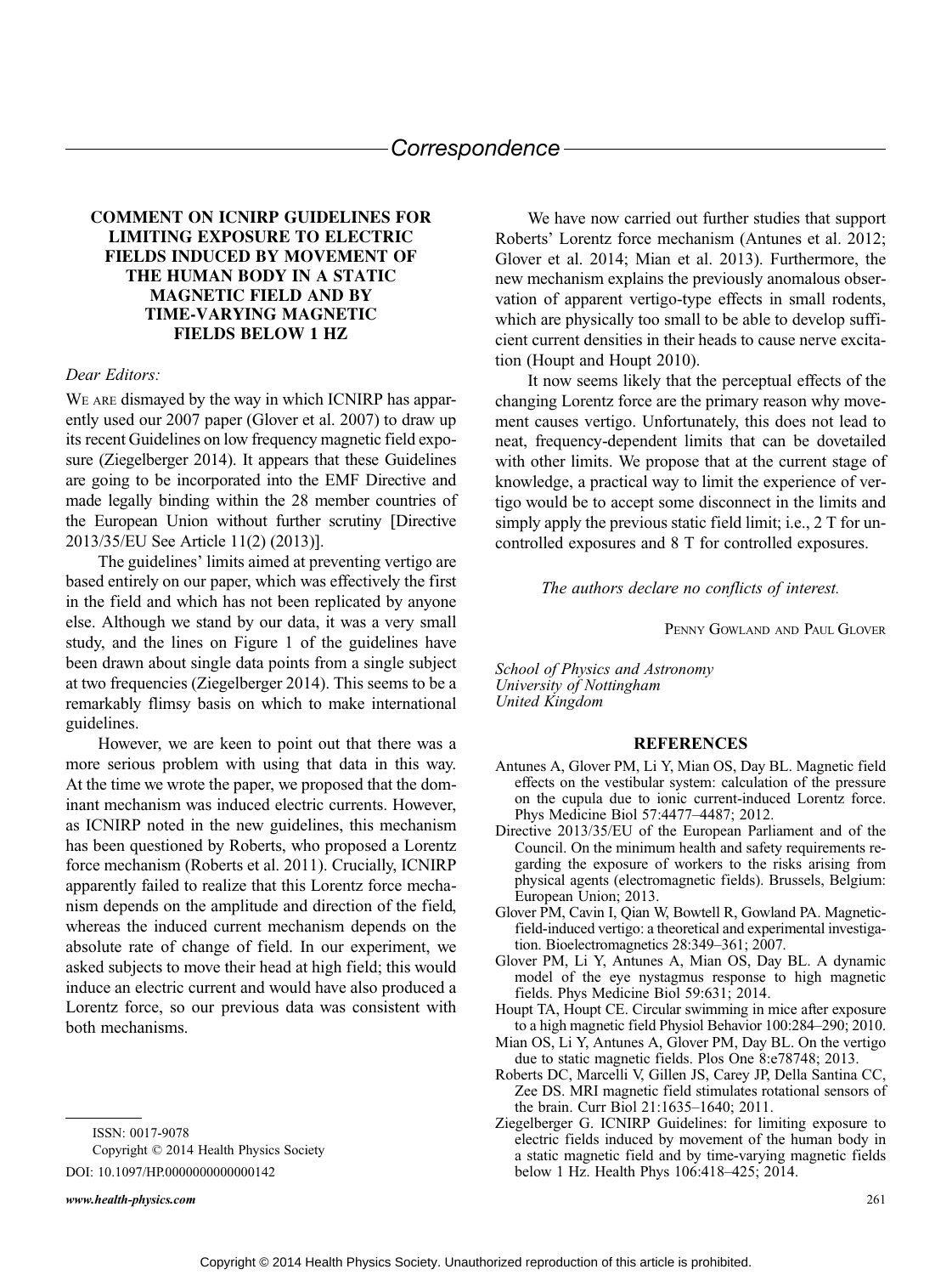## Correspondence

### COMMENT ON ICNIRP GUIDELINES FOR LIMITING EXPOSURE TO ELECTRIC FIELDS INDUCED BY MOVEMENT OF THE HUMAN BODY IN A STATIC MAGNETIC FIELD AND BY TIME-VARYING MAGNETIC FIELDS BELOW 1 HZ

*Dear Editors:*

We are dismayed by the way in which ICNIRP has apparently used our 2007 paper (Glover et al. 2007) to draw up its recent Guidelines on low frequency magnetic field exposure (Ziegelberger 2014). It appears that these Guidelines are going to be incorporated into the EMF Directive and made legally binding within the 28 member countries of the European Union without further scrutiny [Directive 2013/35/EU See Article 11(2) (2013)].

The guidelines' limits aimed at preventing vertigo are based entirely on our paper, which was effectively the first in the field and which has not been replicated by anyone else. Although we stand by our data, it was a very small study, and the lines on Figure 1 of the guidelines have been drawn about single data points from a single subject at two frequencies (Ziegelberger 2014). This seems to be a remarkably flimsy basis on which to make international guidelines.

However, we are keen to point out that there was a more serious problem with using that data in this way. At the time we wrote the paper, we proposed that the dominant mechanism was induced electric currents. However, as ICNIRP noted in the new guidelines, this mechanism has been questioned by Roberts, who proposed a Lorentz force mechanism (Roberts et al. 2011). Crucially, ICNIRP apparently failed to realize that this Lorentz force mechanism depends on the amplitude and direction of the field, whereas the induced current mechanism depends on the absolute rate of change of field. In our experiment, we asked subjects to move their head at high field; this would induce an electric current and would have also produced a Lorentz force, so our previous data was consistent with both mechanisms.

We have now carried out further studies that support Roberts' Lorentz force mechanism (Antunes et al. 2012; Glover et al. 2014; Mian et al. 2013). Furthermore, the new mechanism explains the previously anomalous observation of apparent vertigo-type effects in small rodents, which are physically too small to be able to develop sufficient current densities in their heads to cause nerve excitation (Houpt and Houpt 2010).

It now seems likely that the perceptual effects of the changing Lorentz force are the primary reason why movement causes vertigo. Unfortunately, this does not lead to neat, frequency-dependent limits that can be dovetailed with other limits. We propose that at the current stage of knowledge, a practical way to limit the experience of vertigo would be to accept some disconnect in the limits and simply apply the previous static field limit; i.e., 2 T for uncontrolled exposures and 8 T for controlled exposures.

*The authors declare no conflicts of interest.*

Penny Gowland and Paul Glover

*School of Physics and Astronomy*
*University of Nottingham*
*United Kingdom*

### REFERENCES

Antunes A, Glover PM, Li Y, Mian OS, Day BL. Magnetic field effects on the vestibular system: calculation of the pressure on the cupula due to ionic current-induced Lorentz force. Phys Medicine Biol 57:4477–4487; 2012.

Directive 2013/35/EU of the European Parliament and of the Council. On the minimum health and safety requirements regarding the exposure of workers to the risks arising from physical agents (electromagnetic fields). Brussels, Belgium: European Union; 2013.

Glover PM, Cavin I, Qian W, Bowtell R, Gowland PA. Magnetic-field-induced vertigo: a theoretical and experimental investigation. Bioelectromagnetics 28:349–361; 2007.

Glover PM, Li Y, Antunes A, Mian OS, Day BL. A dynamic model of the eye nystagmus response to high magnetic fields. Phys Medicine Biol 59:631; 2014.

Houpt TA, Houpt CE. Circular swimming in mice after exposure to a high magnetic field Physiol Behavior 100:284–290; 2010.

Mian OS, Li Y, Antunes A, Glover PM, Day BL. On the vertigo due to static magnetic fields. Plos One 8:e78748; 2013.

Roberts DC, Marcelli V, Gillen JS, Carey JP, Della Santina CC, Zee DS. MRI magnetic field stimulates rotational sensors of the brain. Curr Biol 21:1635–1640; 2011.

Ziegelberger G. ICNIRP Guidelines: for limiting exposure to electric fields induced by movement of the human body in a static magnetic field and by time-varying magnetic fields below 1 Hz. Health Phys 106:418–425; 2014.

ISSN: 0017-9078
Copyright © 2014 Health Physics Society
DOI: 10.1097/HP.0000000000000142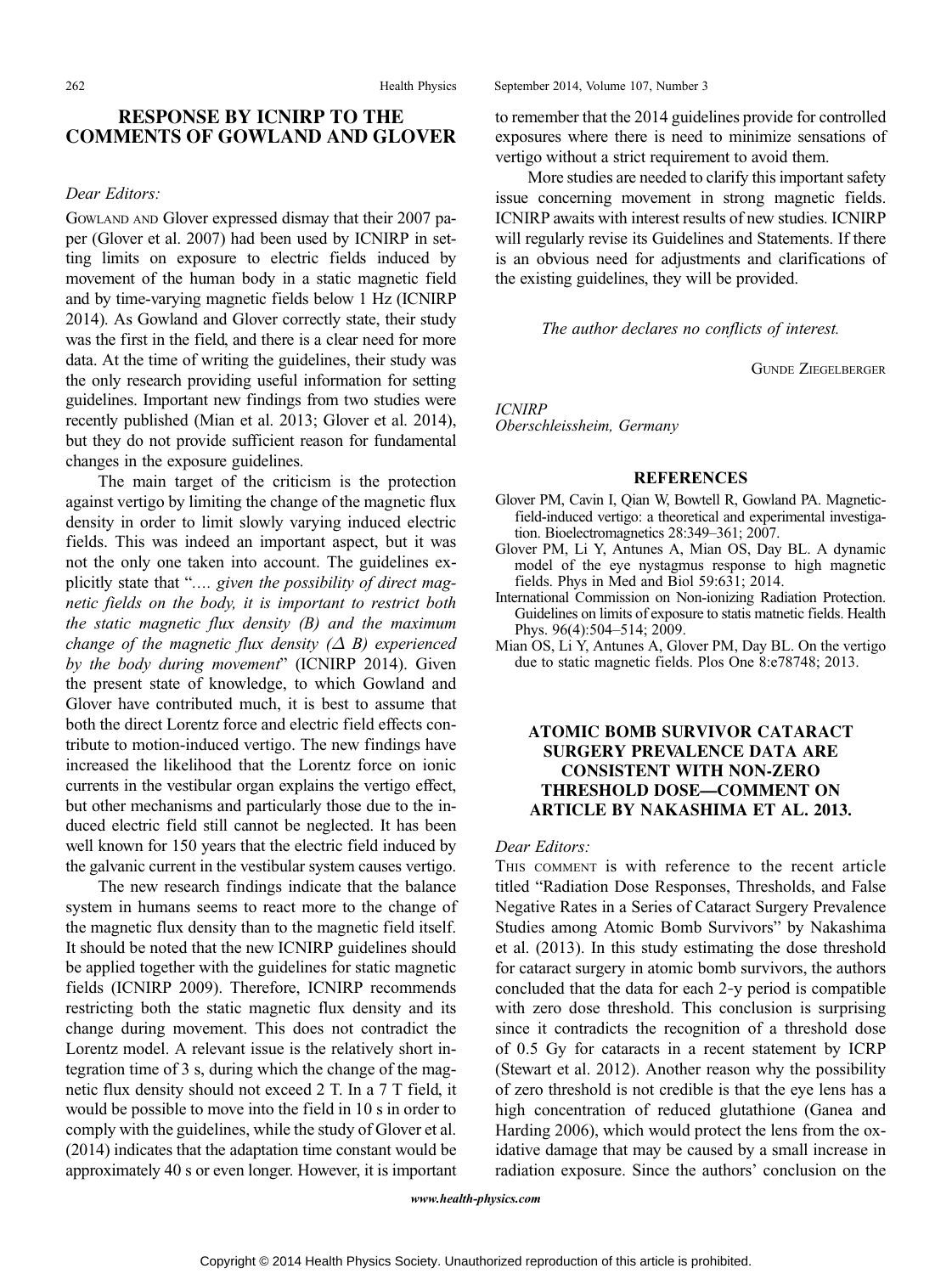## RESPONSE BY ICNIRP TO THE COMMENTS OF GOWLAND AND GLOVER

*Dear Editors:*

GOWLAND AND Glover expressed dismay that their 2007 paper (Glover et al. 2007) had been used by ICNIRP in setting limits on exposure to electric fields induced by movement of the human body in a static magnetic field and by time-varying magnetic fields below 1 Hz (ICNIRP 2014). As Gowland and Glover correctly state, their study was the first in the field, and there is a clear need for more data. At the time of writing the guidelines, their study was the only research providing useful information for setting guidelines. Important new findings from two studies were recently published (Mian et al. 2013; Glover et al. 2014), but they do not provide sufficient reason for fundamental changes in the exposure guidelines.

The main target of the criticism is the protection against vertigo by limiting the change of the magnetic flux density in order to limit slowly varying induced electric fields. This was indeed an important aspect, but it was not the only one taken into account. The guidelines explicitly state that "*.... given the possibility of direct magnetic fields on the body, it is important to restrict both the static magnetic flux density (B) and the maximum change of the magnetic flux density (Δ B) experienced by the body during movement*" (ICNIRP 2014). Given the present state of knowledge, to which Gowland and Glover have contributed much, it is best to assume that both the direct Lorentz force and electric field effects contribute to motion-induced vertigo. The new findings have increased the likelihood that the Lorentz force on ionic currents in the vestibular organ explains the vertigo effect, but other mechanisms and particularly those due to the induced electric field still cannot be neglected. It has been well known for 150 years that the electric field induced by the galvanic current in the vestibular system causes vertigo.

The new research findings indicate that the balance system in humans seems to react more to the change of the magnetic flux density than to the magnetic field itself. It should be noted that the new ICNIRP guidelines should be applied together with the guidelines for static magnetic fields (ICNIRP 2009). Therefore, ICNIRP recommends restricting both the static magnetic flux density and its change during movement. This does not contradict the Lorentz model. A relevant issue is the relatively short integration time of 3 s, during which the change of the magnetic flux density should not exceed 2 T. In a 7 T field, it would be possible to move into the field in 10 s in order to comply with the guidelines, while the study of Glover et al. (2014) indicates that the adaptation time constant would be approximately 40 s or even longer. However, it is important to remember that the 2014 guidelines provide for controlled exposures where there is need to minimize sensations of vertigo without a strict requirement to avoid them.

More studies are needed to clarify this important safety issue concerning movement in strong magnetic fields. ICNIRP awaits with interest results of new studies. ICNIRP will regularly revise its Guidelines and Statements. If there is an obvious need for adjustments and clarifications of the existing guidelines, they will be provided.

*The author declares no conflicts of interest.*

GUNDE ZIEGELBERGER

*ICNIRP*
*Oberschleissheim, Germany*

### REFERENCES

Glover PM, Cavin I, Qian W, Bowtell R, Gowland PA. Magnetic-field-induced vertigo: a theoretical and experimental investigation. Bioelectromagnetics 28:349–361; 2007.

Glover PM, Li Y, Antunes A, Mian OS, Day BL. A dynamic model of the eye nystagmus response to high magnetic fields. Phys in Med and Biol 59:631; 2014.

International Commission on Non-ionizing Radiation Protection. Guidelines on limits of exposure to statis matnetic fields. Health Phys. 96(4):504–514; 2009.

Mian OS, Li Y, Antunes A, Glover PM, Day BL. On the vertigo due to static magnetic fields. Plos One 8:e78748; 2013.

## ATOMIC BOMB SURVIVOR CATARACT SURGERY PREVALENCE DATA ARE CONSISTENT WITH NON-ZERO THRESHOLD DOSE—COMMENT ON ARTICLE BY NAKASHIMA ET AL. 2013.

*Dear Editors:*

THIS COMMENT is with reference to the recent article titled "Radiation Dose Responses, Thresholds, and False Negative Rates in a Series of Cataract Surgery Prevalence Studies among Atomic Bomb Survivors" by Nakashima et al. (2013). In this study estimating the dose threshold for cataract surgery in atomic bomb survivors, the authors concluded that the data for each 2-y period is compatible with zero dose threshold. This conclusion is surprising since it contradicts the recognition of a threshold dose of 0.5 Gy for cataracts in a recent statement by ICRP (Stewart et al. 2012). Another reason why the possibility of zero threshold is not credible is that the eye lens has a high concentration of reduced glutathione (Ganea and Harding 2006), which would protect the lens from the oxidative damage that may be caused by a small increase in radiation exposure. Since the authors' conclusion on the